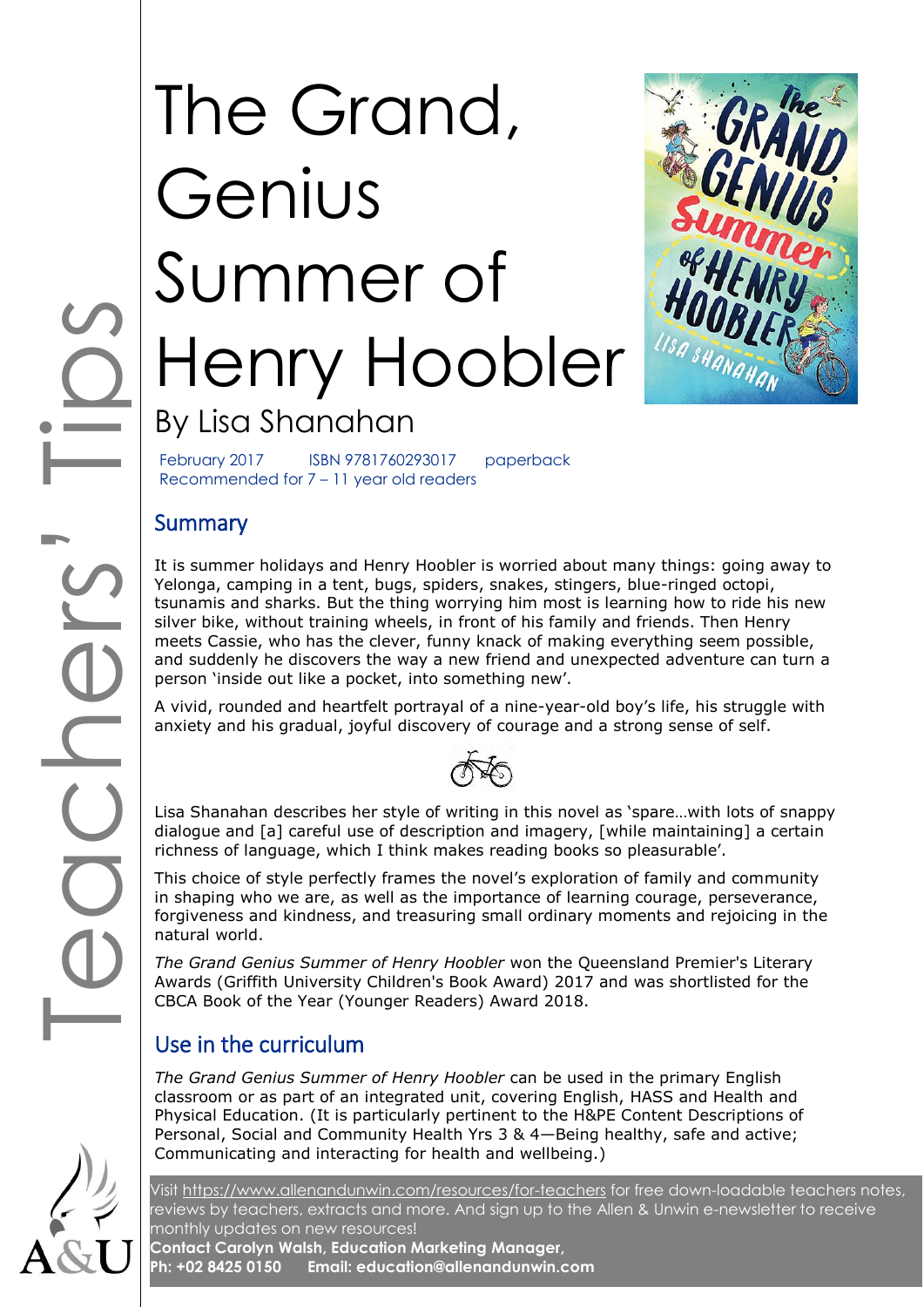# The Grand, Genius Summer of Henry Hoobler

By Lisa Shanahan

February 2017 ISBN 9781760293017 paperback
Recommended for 7 – 11 year old readers

## Summary

It is summer holidays and Henry Hoobler is worried about many things: going away to Yelonga, camping in a tent, bugs, spiders, snakes, stingers, blue-ringed octopi, tsunamis and sharks. But the thing worrying him most is learning how to ride his new silver bike, without training wheels, in front of his family and friends. Then Henry meets Cassie, who has the clever, funny knack of making everything seem possible, and suddenly he discovers the way a new friend and unexpected adventure can turn a person 'inside out like a pocket, into something new'.

A vivid, rounded and heartfelt portrayal of a nine-year-old boy's life, his struggle with anxiety and his gradual, joyful discovery of courage and a strong sense of self.

Lisa Shanahan describes her style of writing in this novel as 'spare…with lots of snappy dialogue and [a] careful use of description and imagery, [while maintaining] a certain richness of language, which I think makes reading books so pleasurable'.

This choice of style perfectly frames the novel's exploration of family and community in shaping who we are, as well as the importance of learning courage, perseverance, forgiveness and kindness, and treasuring small ordinary moments and rejoicing in the natural world.

*The Grand Genius Summer of Henry Hoobler* won the Queensland Premier's Literary Awards (Griffith University Children's Book Award) 2017 and was shortlisted for the CBCA Book of the Year (Younger Readers) Award 2018.

## Use in the curriculum

*The Grand Genius Summer of Henry Hoobler* can be used in the primary English classroom or as part of an integrated unit, covering English, HASS and Health and Physical Education. (It is particularly pertinent to the H&PE Content Descriptions of Personal, Social and Community Health Yrs 3 & 4—Being healthy, safe and active; Communicating and interacting for health and wellbeing.)

Visit https://www.allenandunwin.com/resources/for-teachers for free down-loadable teachers notes, reviews by teachers, extracts and more. And sign up to the Allen & Unwin e-newsletter to receive monthly updates on new resources!
**Contact Carolyn Walsh, Education Marketing Manager,**
**Ph: +02 8425 0150 Email: education@allenandunwin.com**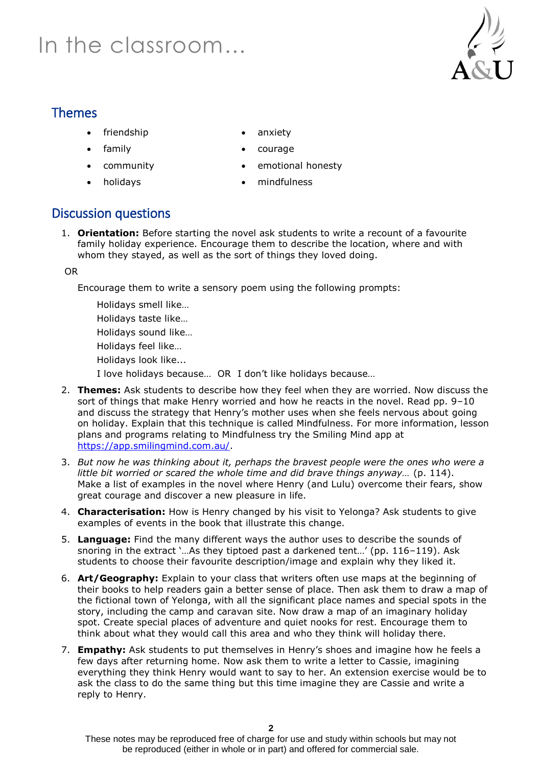# In the classroom...

## Themes

- friendship
- family
- community
- holidays
- anxiety
- courage
- emotional honesty
- mindfulness

## Discussion questions

1. **Orientation:** Before starting the novel ask students to write a recount of a favourite family holiday experience. Encourage them to describe the location, where and with whom they stayed, as well as the sort of things they loved doing.

   OR

   Encourage them to write a sensory poem using the following prompts:

   Holidays smell like…
   Holidays taste like…
   Holidays sound like…
   Holidays feel like…
   Holidays look like...
   I love holidays because… OR I don't like holidays because…

2. **Themes:** Ask students to describe how they feel when they are worried. Now discuss the sort of things that make Henry worried and how he reacts in the novel. Read pp. 9–10 and discuss the strategy that Henry's mother uses when she feels nervous about going on holiday. Explain that this technique is called Mindfulness. For more information, lesson plans and programs relating to Mindfulness try the Smiling Mind app at https://app.smilingmind.com.au/.

3. *But now he was thinking about it, perhaps the bravest people were the ones who were a little bit worried or scared the whole time and did brave things anyway…* (p. 114). Make a list of examples in the novel where Henry (and Lulu) overcome their fears, show great courage and discover a new pleasure in life.

4. **Characterisation:** How is Henry changed by his visit to Yelonga? Ask students to give examples of events in the book that illustrate this change.

5. **Language:** Find the many different ways the author uses to describe the sounds of snoring in the extract '…As they tiptoed past a darkened tent…' (pp. 116–119). Ask students to choose their favourite description/image and explain why they liked it.

6. **Art/Geography:** Explain to your class that writers often use maps at the beginning of their books to help readers gain a better sense of place. Then ask them to draw a map of the fictional town of Yelonga, with all the significant place names and special spots in the story, including the camp and caravan site. Now draw a map of an imaginary holiday spot. Create special places of adventure and quiet nooks for rest. Encourage them to think about what they would call this area and who they think will holiday there.

7. **Empathy:** Ask students to put themselves in Henry's shoes and imagine how he feels a few days after returning home. Now ask them to write a letter to Cassie, imagining everything they think Henry would want to say to her. An extension exercise would be to ask the class to do the same thing but this time imagine they are Cassie and write a reply to Henry.

These notes may be reproduced free of charge for use and study within schools but may not be reproduced (either in whole or in part) and offered for commercial sale.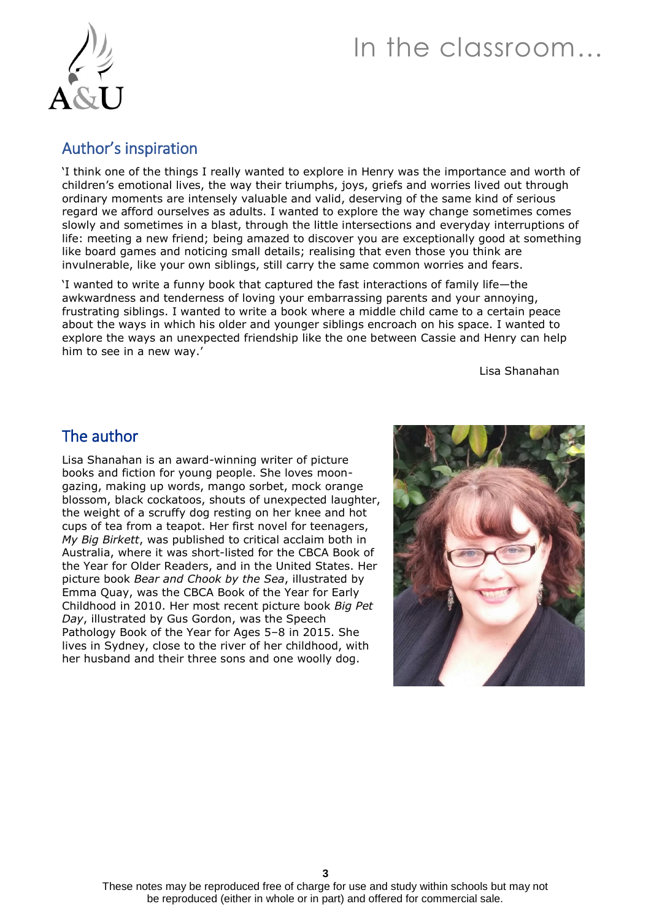## Author's inspiration

'I think one of the things I really wanted to explore in Henry was the importance and worth of children's emotional lives, the way their triumphs, joys, griefs and worries lived out through ordinary moments are intensely valuable and valid, deserving of the same kind of serious regard we afford ourselves as adults. I wanted to explore the way change sometimes comes slowly and sometimes in a blast, through the little intersections and everyday interruptions of life: meeting a new friend; being amazed to discover you are exceptionally good at something like board games and noticing small details; realising that even those you think are invulnerable, like your own siblings, still carry the same common worries and fears.

'I wanted to write a funny book that captured the fast interactions of family life—the awkwardness and tenderness of loving your embarrassing parents and your annoying, frustrating siblings. I wanted to write a book where a middle child came to a certain peace about the ways in which his older and younger siblings encroach on his space. I wanted to explore the ways an unexpected friendship like the one between Cassie and Henry can help him to see in a new way.'

Lisa Shanahan

## The author

Lisa Shanahan is an award-winning writer of picture books and fiction for young people. She loves moon-gazing, making up words, mango sorbet, mock orange blossom, black cockatoos, shouts of unexpected laughter, the weight of a scruffy dog resting on her knee and hot cups of tea from a teapot. Her first novel for teenagers, *My Big Birkett*, was published to critical acclaim both in Australia, where it was short-listed for the CBCA Book of the Year for Older Readers, and in the United States. Her picture book *Bear and Chook by the Sea*, illustrated by Emma Quay, was the CBCA Book of the Year for Early Childhood in 2010. Her most recent picture book *Big Pet Day*, illustrated by Gus Gordon, was the Speech Pathology Book of the Year for Ages 5–8 in 2015. She lives in Sydney, close to the river of her childhood, with her husband and their three sons and one woolly dog.